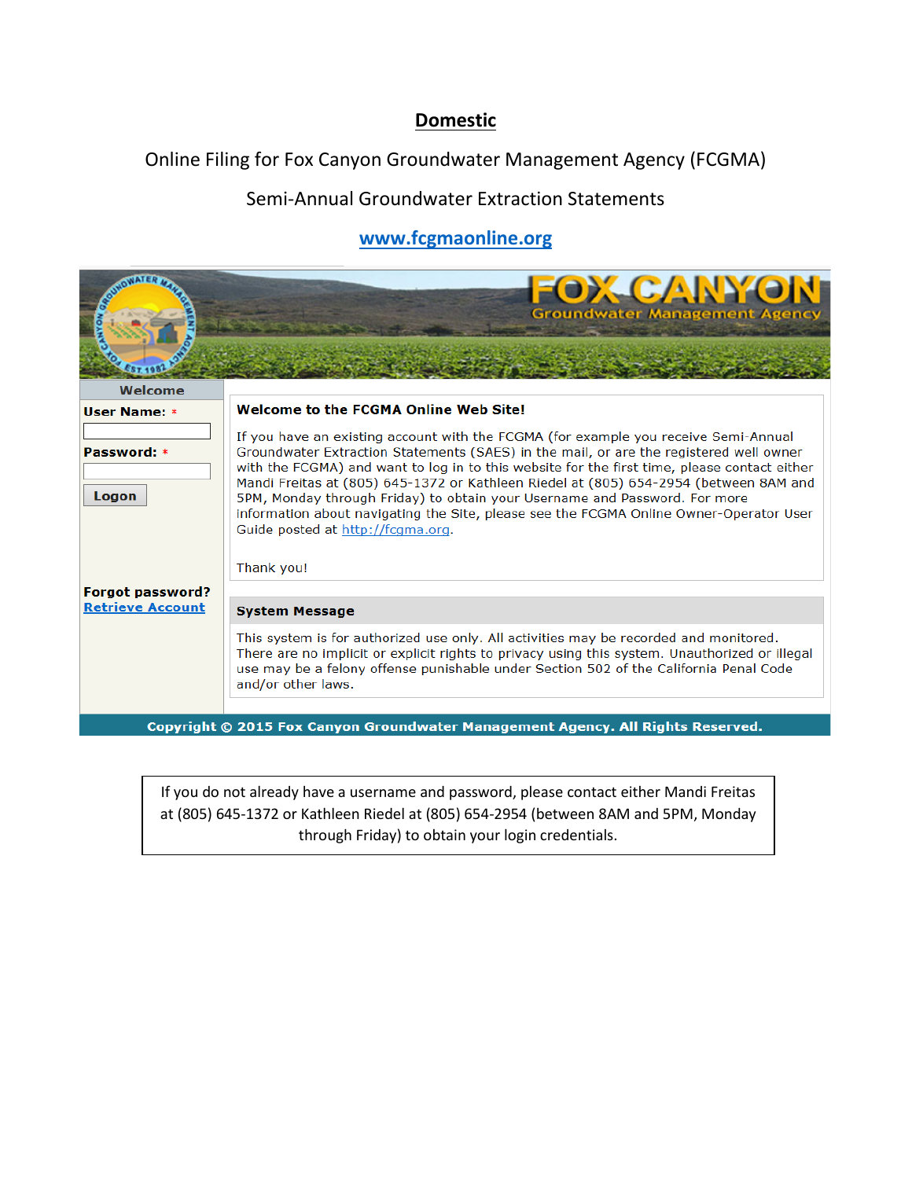# Domestic

Online Filing for Fox Canyon Groundwater Management Agency (FCGMA)

Semi-Annual Groundwater Extraction Statements

www.fcgmaonline.org

FOX CANYON
Groundwater Management Agency

**Welcome**

**User Name:** *

**Password:** *

Logon

**Forgot password?**
Retrieve Account

**Welcome to the FCGMA Online Web Site!**

If you have an existing account with the FCGMA (for example you receive Semi-Annual Groundwater Extraction Statements (SAES) in the mail, or are the registered well owner with the FCGMA) and want to log in to this website for the first time, please contact either Mandi Freitas at (805) 645-1372 or Kathleen Riedel at (805) 654-2954 (between 8AM and 5PM, Monday through Friday) to obtain your Username and Password. For more information about navigating the Site, please see the FCGMA Online Owner-Operator User Guide posted at http://fcgma.org.

Thank you!

**System Message**

This system is for authorized use only. All activities may be recorded and monitored. There are no implicit or explicit rights to privacy using this system. Unauthorized or illegal use may be a felony offense punishable under Section 502 of the California Penal Code and/or other laws.

**Copyright © 2015 Fox Canyon Groundwater Management Agency. All Rights Reserved.**

If you do not already have a username and password, please contact either Mandi Freitas at (805) 645-1372 or Kathleen Riedel at (805) 654-2954 (between 8AM and 5PM, Monday through Friday) to obtain your login credentials.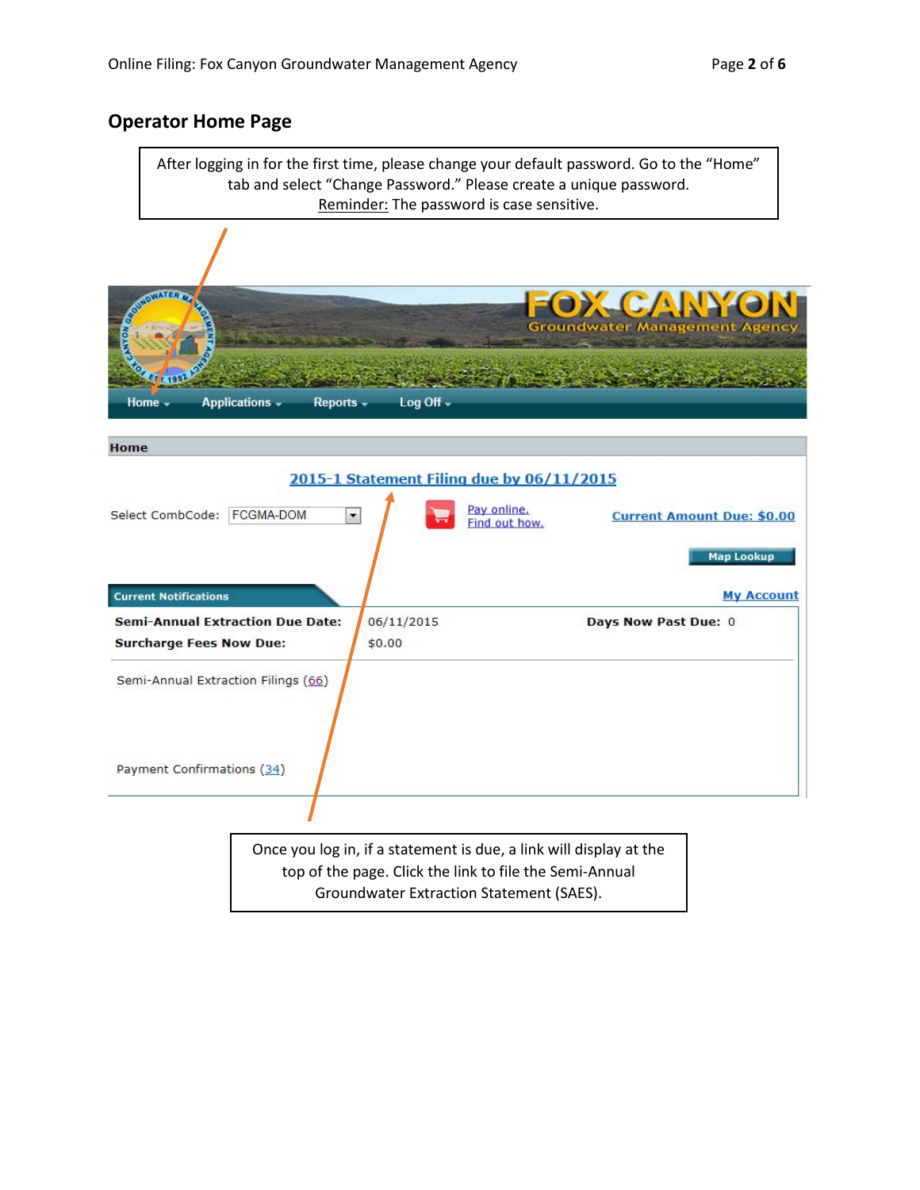## Operator Home Page

After logging in for the first time, please change your default password. Go to the "Home" tab and select "Change Password." Please create a unique password.
Reminder: The password is case sensitive.

FOX CANYON
Groundwater Management Agency

Home | Applications | Reports | Log Off

**Home**

2015-1 Statement Filing due by 06/11/2015

Select CombCode: FCGMA-DOM

Pay online.
Find out how.

Current Amount Due: $0.00

Map Lookup

**Current Notifications**

My Account

| | | | |
|---|---|---|---|
| **Semi-Annual Extraction Due Date:** | 06/11/2015 | **Days Now Past Due:** | 0 |
| **Surcharge Fees Now Due:** | $0.00 | | |

Semi-Annual Extraction Filings (66)

Payment Confirmations (34)

Once you log in, if a statement is due, a link will display at the top of the page. Click the link to file the Semi-Annual Groundwater Extraction Statement (SAES).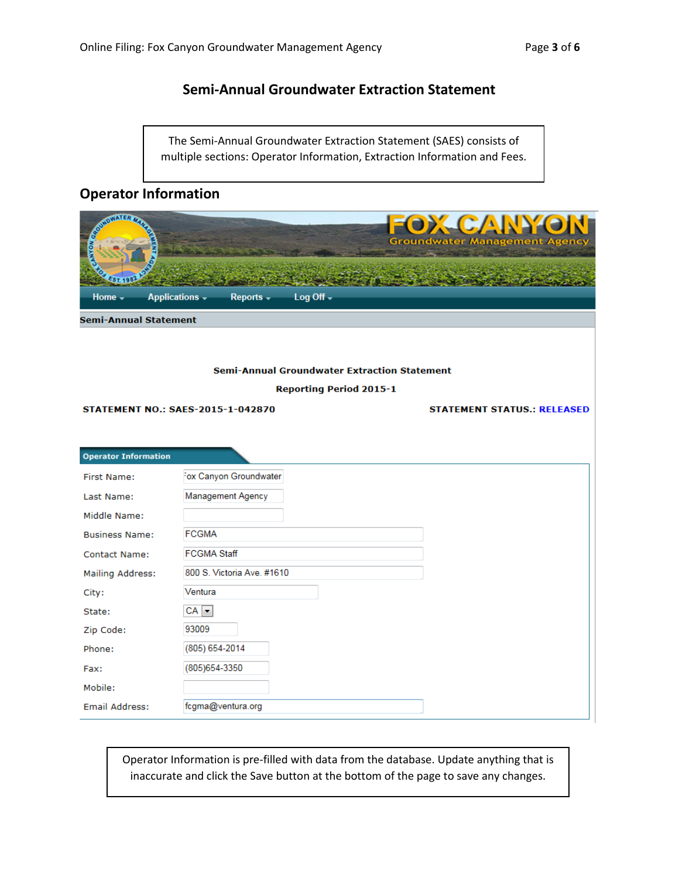## Semi-Annual Groundwater Extraction Statement

The Semi-Annual Groundwater Extraction Statement (SAES) consists of multiple sections: Operator Information, Extraction Information and Fees.

## Operator Information

FOX CANYON Groundwater Management Agency

Home | Applications | Reports | Log Off

**Semi-Annual Statement**

**Semi-Annual Groundwater Extraction Statement**

**Reporting Period 2015-1**

**STATEMENT NO.: SAES-2015-1-042870**

**STATEMENT STATUS.: RELEASED**

**Operator Information**

| Field | Value |
|---|---|
| First Name: | Fox Canyon Groundwater |
| Last Name: | Management Agency |
| Middle Name: | |
| Business Name: | FCGMA |
| Contact Name: | FCGMA Staff |
| Mailing Address: | 800 S. Victoria Ave. #1610 |
| City: | Ventura |
| State: | CA |
| Zip Code: | 93009 |
| Phone: | (805) 654-2014 |
| Fax: | (805)654-3350 |
| Mobile: | |
| Email Address: | fcgma@ventura.org |

Operator Information is pre-filled with data from the database. Update anything that is inaccurate and click the Save button at the bottom of the page to save any changes.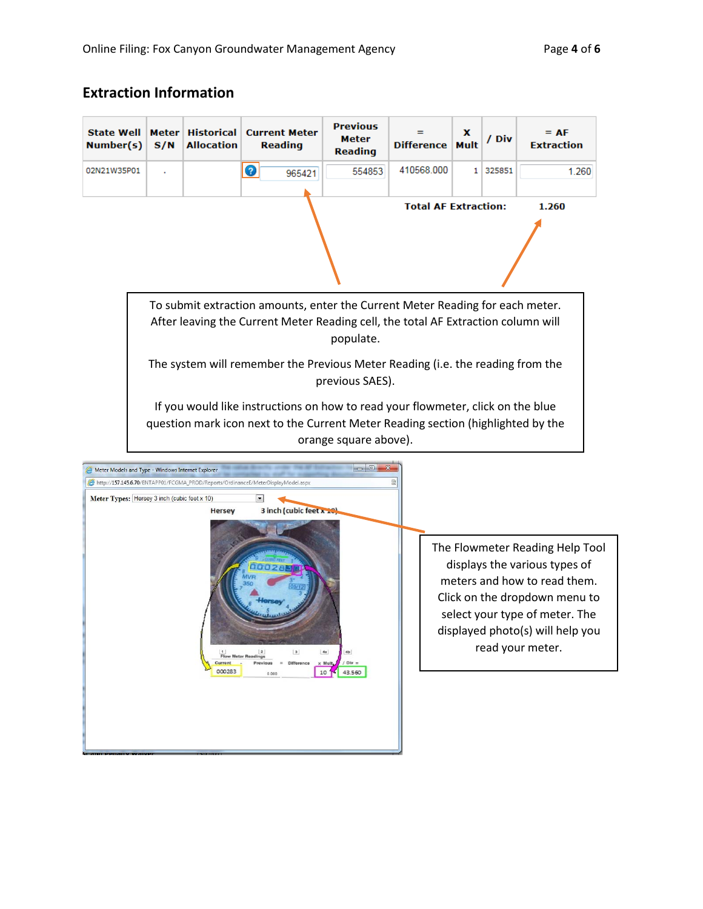## Extraction Information

| State Well Number(s) | Meter S/N | Historical Allocation | Current Meter Reading | Previous Meter Reading | = Difference | x Mult | / Div | = AF Extraction |
|---|---|---|---|---|---|---|---|---|
| 02N21W35P01 | . | | 965421 | 554853 | 410568.000 | 1 | 325851 | 1.260 |

**Total AF Extraction:** **1.260**

To submit extraction amounts, enter the Current Meter Reading for each meter. After leaving the Current Meter Reading cell, the total AF Extraction column will populate.

The system will remember the Previous Meter Reading (i.e. the reading from the previous SAES).

If you would like instructions on how to read your flowmeter, click on the blue question mark icon next to the Current Meter Reading section (highlighted by the orange square above).

The Flowmeter Reading Help Tool displays the various types of meters and how to read them. Click on the dropdown menu to select your type of meter. The displayed photo(s) will help you read your meter.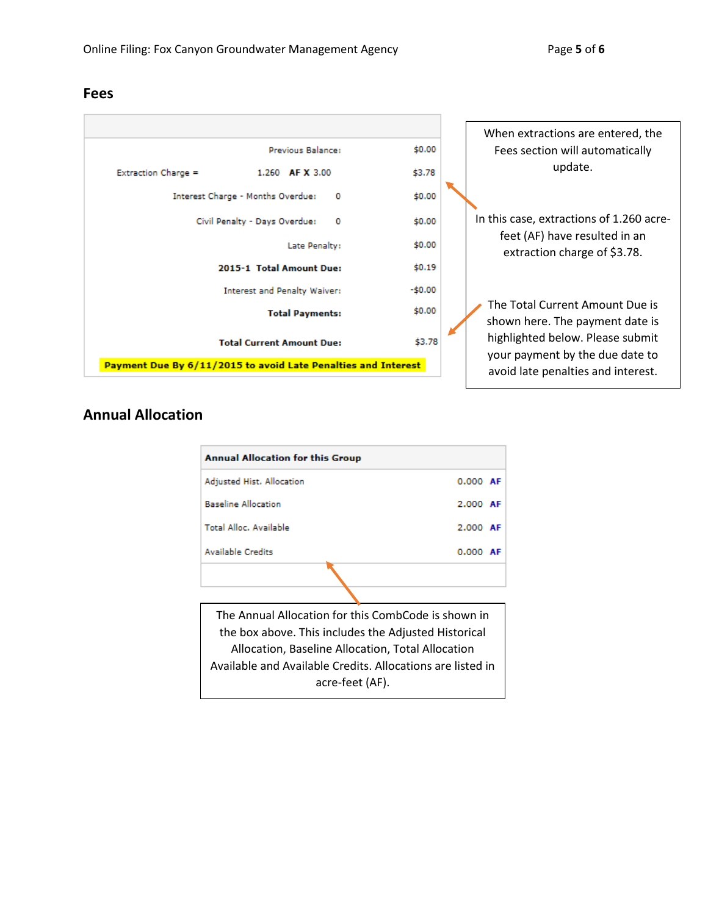## Fees

| | |
|---|---|
| Previous Balance: | $0.00 |
| Extraction Charge = 1.260 AF X 3.00 | $3.78 |
| Interest Charge - Months Overdue: 0 | $0.00 |
| Civil Penalty - Days Overdue: 0 | $0.00 |
| Late Penalty: | $0.00 |
| **2015-1 Total Amount Due:** | $0.19 |
| Interest and Penalty Waiver: | -$0.00 |
| **Total Payments:** | $0.00 |
| **Total Current Amount Due:** | $3.78 |

**Payment Due By 6/11/2015 to avoid Late Penalties and Interest**

When extractions are entered, the Fees section will automatically update.

In this case, extractions of 1.260 acre-feet (AF) have resulted in an extraction charge of $3.78.

The Total Current Amount Due is shown here. The payment date is highlighted below. Please submit your payment by the due date to avoid late penalties and interest.

## Annual Allocation

| Annual Allocation for this Group | |
|---|---|
| Adjusted Hist. Allocation | 0.000 AF |
| Baseline Allocation | 2.000 AF |
| Total Alloc. Available | 2.000 AF |
| Available Credits | 0.000 AF |

The Annual Allocation for this CombCode is shown in the box above. This includes the Adjusted Historical Allocation, Baseline Allocation, Total Allocation Available and Available Credits. Allocations are listed in acre-feet (AF).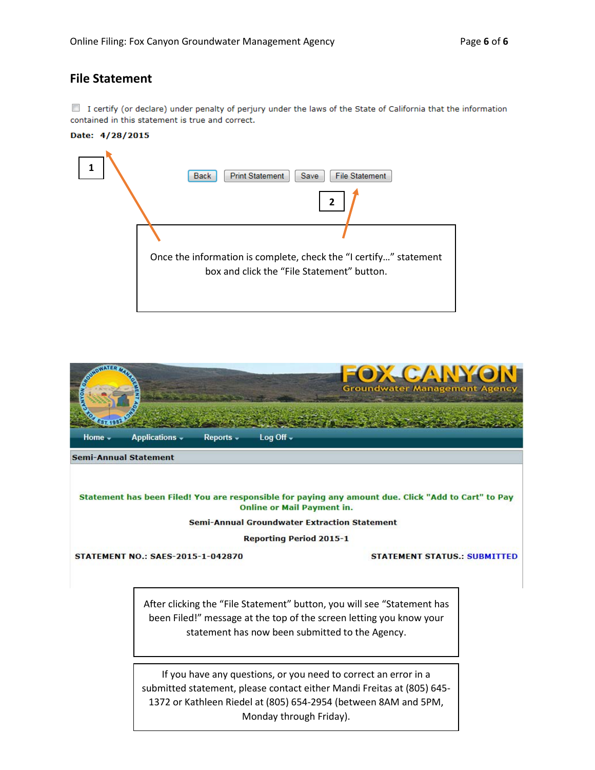## File Statement

☐ I certify (or declare) under penalty of perjury under the laws of the State of California that the information contained in this statement is true and correct.

**Date: 4/28/2015**

1

Back | Print Statement | Save | File Statement

2

Once the information is complete, check the "I certify…" statement box and click the "File Statement" button.

FOX CANYON
Groundwater Management Agency

Home | Applications | Reports | Log Off

**Semi-Annual Statement**

**Statement has been Filed! You are responsible for paying any amount due. Click "Add to Cart" to Pay Online or Mail Payment in.**

**Semi-Annual Groundwater Extraction Statement**

**Reporting Period 2015-1**

**STATEMENT NO.: SAES-2015-1-042870** **STATEMENT STATUS.: SUBMITTED**

After clicking the "File Statement" button, you will see "Statement has been Filed!" message at the top of the screen letting you know your statement has now been submitted to the Agency.

If you have any questions, or you need to correct an error in a submitted statement, please contact either Mandi Freitas at (805) 645-1372 or Kathleen Riedel at (805) 654-2954 (between 8AM and 5PM, Monday through Friday).